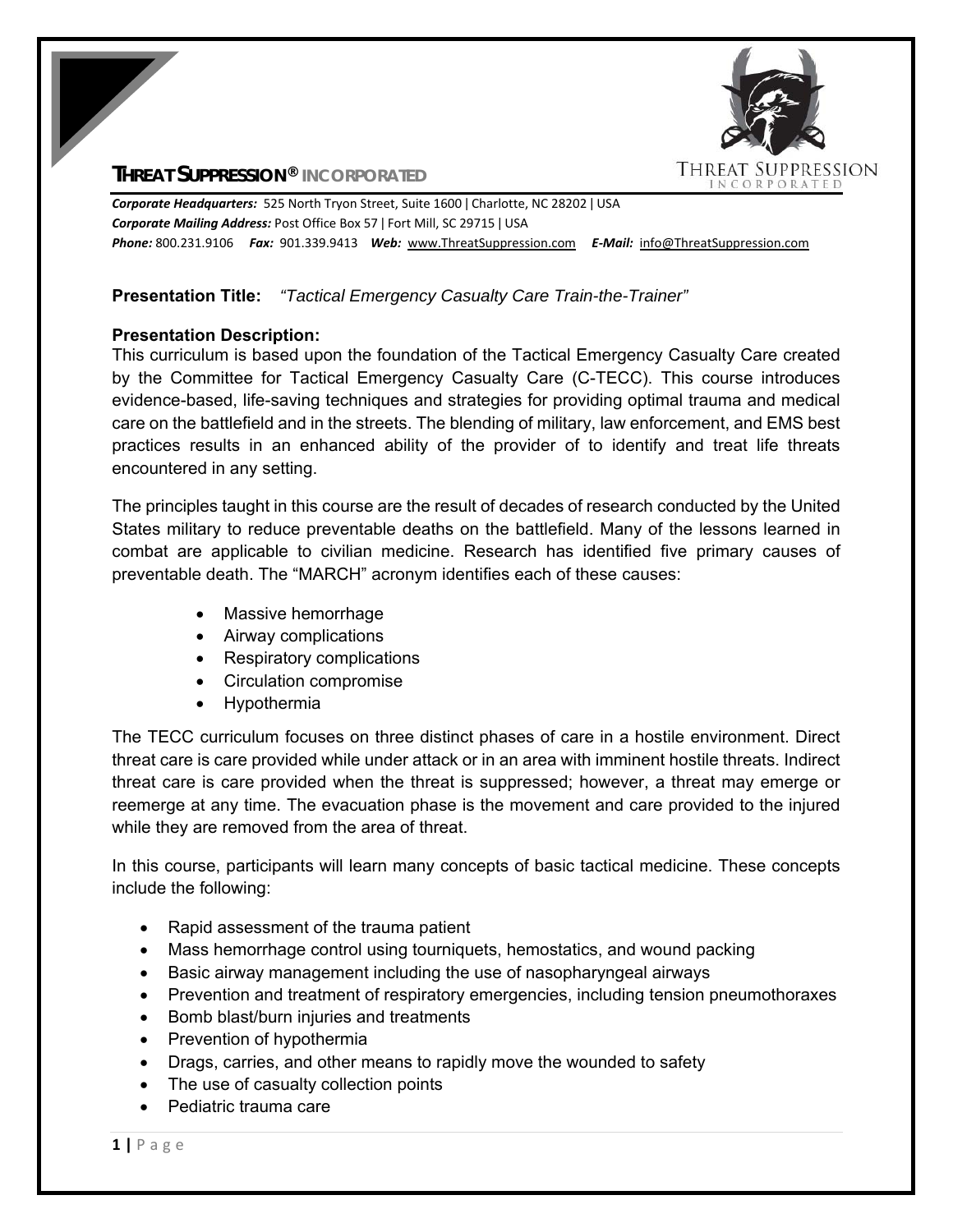**THREAT SUPPRESSION® INCORPORATED**

***Corporate Headquarters:*** 525 North Tryon Street, Suite 1600 | Charlotte, NC 28202 | USA
***Corporate Mailing Address:*** Post Office Box 57 | Fort Mill, SC 29715 | USA
***Phone:*** 800.231.9106 ***Fax:*** 901.339.9413 ***Web:*** www.ThreatSuppression.com ***E-Mail:*** info@ThreatSuppression.com

**Presentation Title:** *"Tactical Emergency Casualty Care Train-the-Trainer"*

**Presentation Description:**

This curriculum is based upon the foundation of the Tactical Emergency Casualty Care created by the Committee for Tactical Emergency Casualty Care (C-TECC). This course introduces evidence-based, life-saving techniques and strategies for providing optimal trauma and medical care on the battlefield and in the streets. The blending of military, law enforcement, and EMS best practices results in an enhanced ability of the provider of to identify and treat life threats encountered in any setting.

The principles taught in this course are the result of decades of research conducted by the United States military to reduce preventable deaths on the battlefield. Many of the lessons learned in combat are applicable to civilian medicine. Research has identified five primary causes of preventable death. The "MARCH" acronym identifies each of these causes:

- Massive hemorrhage
- Airway complications
- Respiratory complications
- Circulation compromise
- Hypothermia

The TECC curriculum focuses on three distinct phases of care in a hostile environment. Direct threat care is care provided while under attack or in an area with imminent hostile threats. Indirect threat care is care provided when the threat is suppressed; however, a threat may emerge or reemerge at any time. The evacuation phase is the movement and care provided to the injured while they are removed from the area of threat.

In this course, participants will learn many concepts of basic tactical medicine. These concepts include the following:

- Rapid assessment of the trauma patient
- Mass hemorrhage control using tourniquets, hemostatics, and wound packing
- Basic airway management including the use of nasopharyngeal airways
- Prevention and treatment of respiratory emergencies, including tension pneumothoraxes
- Bomb blast/burn injuries and treatments
- Prevention of hypothermia
- Drags, carries, and other means to rapidly move the wounded to safety
- The use of casualty collection points
- Pediatric trauma care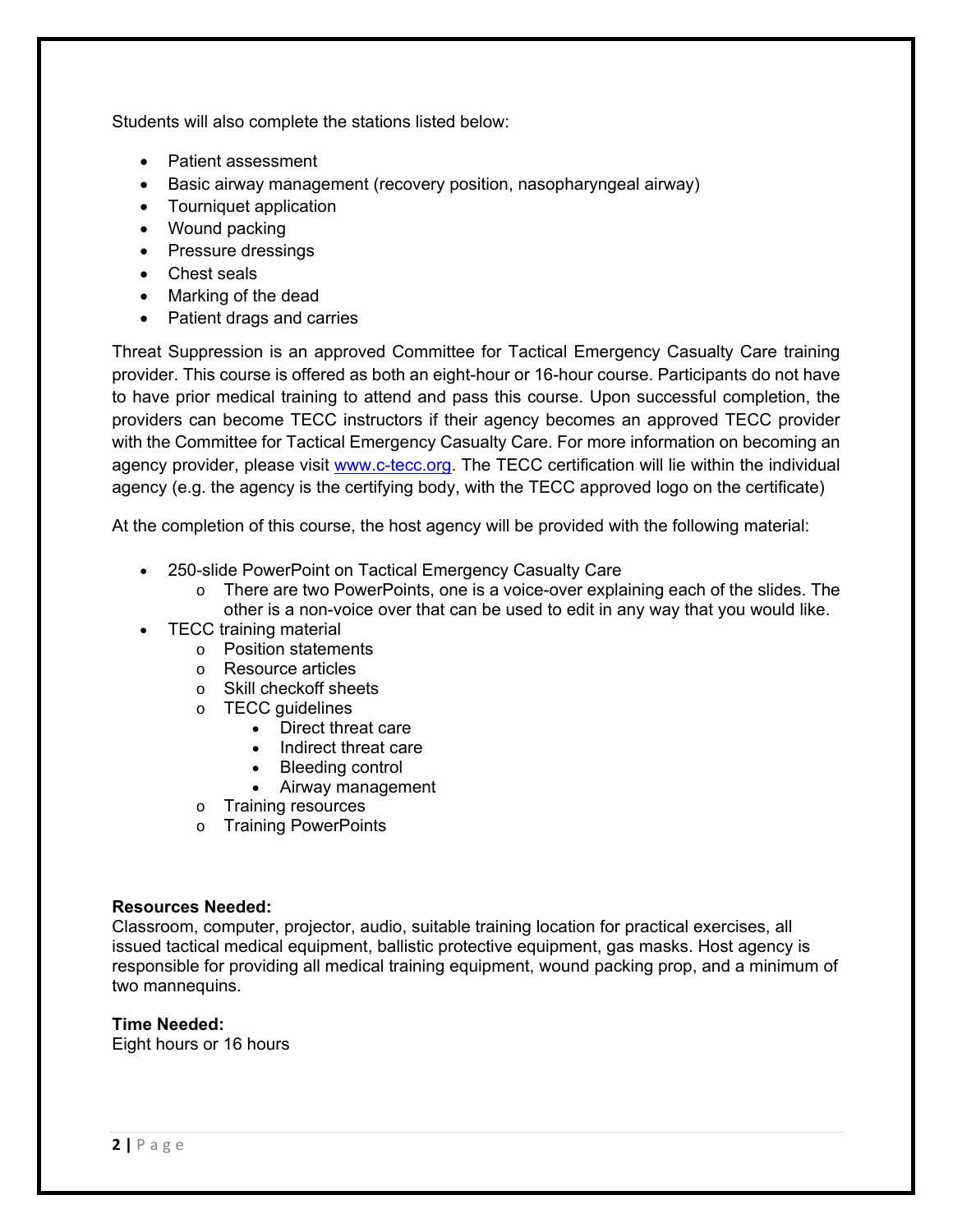Students will also complete the stations listed below:

- Patient assessment
- Basic airway management (recovery position, nasopharyngeal airway)
- Tourniquet application
- Wound packing
- Pressure dressings
- Chest seals
- Marking of the dead
- Patient drags and carries

Threat Suppression is an approved Committee for Tactical Emergency Casualty Care training provider. This course is offered as both an eight-hour or 16-hour course. Participants do not have to have prior medical training to attend and pass this course. Upon successful completion, the providers can become TECC instructors if their agency becomes an approved TECC provider with the Committee for Tactical Emergency Casualty Care. For more information on becoming an agency provider, please visit [www.c-tecc.org](http://www.c-tecc.org). The TECC certification will lie within the individual agency (e.g. the agency is the certifying body, with the TECC approved logo on the certificate)

At the completion of this course, the host agency will be provided with the following material:

- 250-slide PowerPoint on Tactical Emergency Casualty Care
  - There are two PowerPoints, one is a voice-over explaining each of the slides. The other is a non-voice over that can be used to edit in any way that you would like.
- TECC training material
  - Position statements
  - Resource articles
  - Skill checkoff sheets
  - TECC guidelines
    - Direct threat care
    - Indirect threat care
    - Bleeding control
    - Airway management
  - Training resources
  - Training PowerPoints

**Resources Needed:**
Classroom, computer, projector, audio, suitable training location for practical exercises, all issued tactical medical equipment, ballistic protective equipment, gas masks. Host agency is responsible for providing all medical training equipment, wound packing prop, and a minimum of two mannequins.

**Time Needed:**
Eight hours or 16 hours